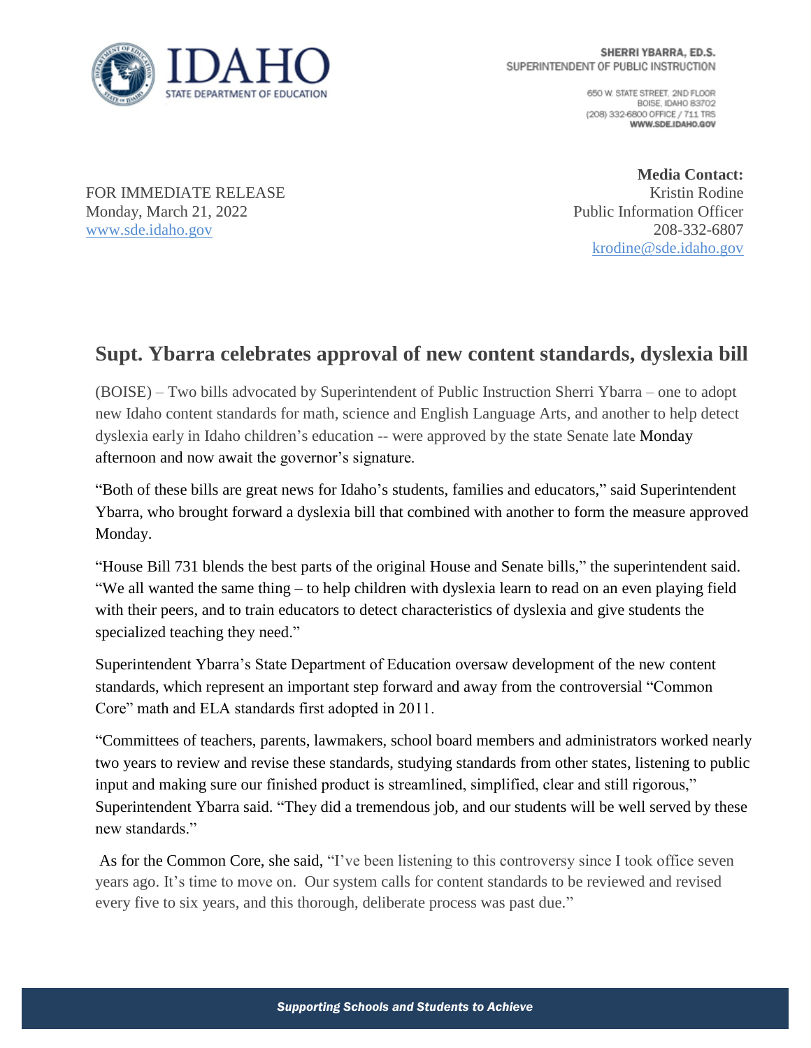IDAHO STATE DEPARTMENT OF EDUCATION

SHERRI YBARRA, ED.S.
SUPERINTENDENT OF PUBLIC INSTRUCTION

650 W. STATE STREET, 2ND FLOOR
BOISE, IDAHO 83702
(208) 332-6800 OFFICE / 711 TRS
WWW.SDE.IDAHO.GOV

FOR IMMEDIATE RELEASE
Monday, March 21, 2022
www.sde.idaho.gov

**Media Contact:**
Kristin Rodine
Public Information Officer
208-332-6807
krodine@sde.idaho.gov

## Supt. Ybarra celebrates approval of new content standards, dyslexia bill

(BOISE) – Two bills advocated by Superintendent of Public Instruction Sherri Ybarra – one to adopt new Idaho content standards for math, science and English Language Arts, and another to help detect dyslexia early in Idaho children's education -- were approved by the state Senate late Monday afternoon and now await the governor's signature.

"Both of these bills are great news for Idaho's students, families and educators," said Superintendent Ybarra, who brought forward a dyslexia bill that combined with another to form the measure approved Monday.

"House Bill 731 blends the best parts of the original House and Senate bills," the superintendent said. "We all wanted the same thing – to help children with dyslexia learn to read on an even playing field with their peers, and to train educators to detect characteristics of dyslexia and give students the specialized teaching they need."

Superintendent Ybarra's State Department of Education oversaw development of the new content standards, which represent an important step forward and away from the controversial "Common Core" math and ELA standards first adopted in 2011.

"Committees of teachers, parents, lawmakers, school board members and administrators worked nearly two years to review and revise these standards, studying standards from other states, listening to public input and making sure our finished product is streamlined, simplified, clear and still rigorous," Superintendent Ybarra said. "They did a tremendous job, and our students will be well served by these new standards."

As for the Common Core, she said, "I've been listening to this controversy since I took office seven years ago. It's time to move on. Our system calls for content standards to be reviewed and revised every five to six years, and this thorough, deliberate process was past due."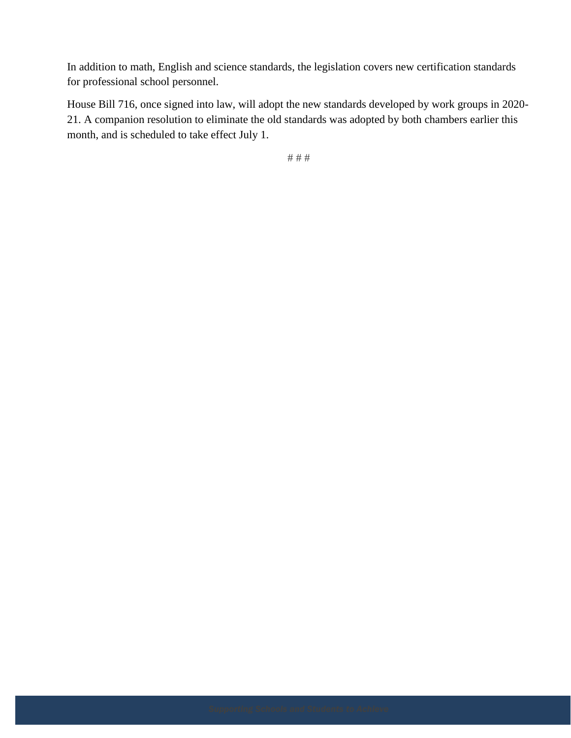In addition to math, English and science standards, the legislation covers new certification standards for professional school personnel.

House Bill 716, once signed into law, will adopt the new standards developed by work groups in 2020-21. A companion resolution to eliminate the old standards was adopted by both chambers earlier this month, and is scheduled to take effect July 1.

# # #